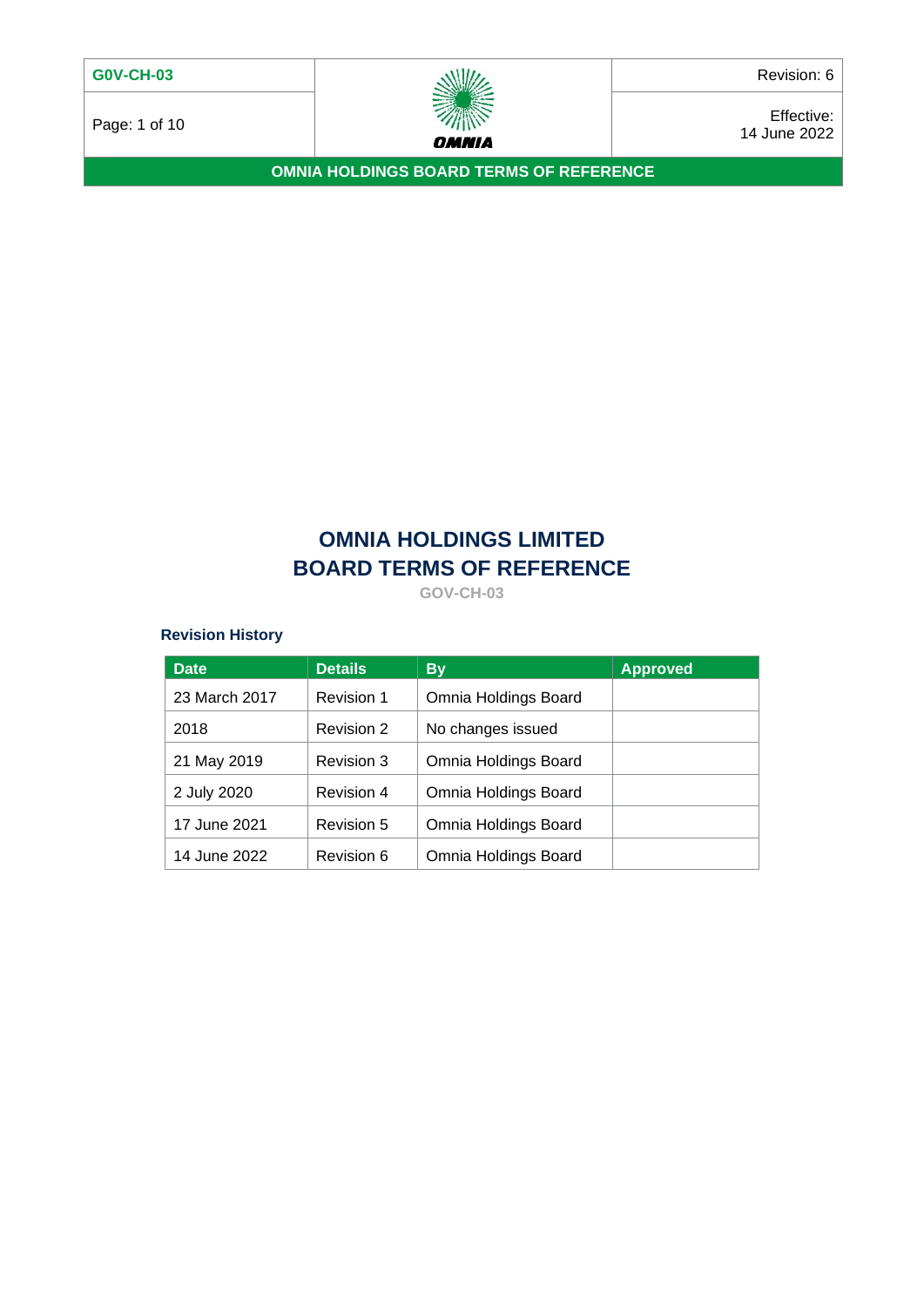# OMNIA HOLDINGS LIMITED
# BOARD TERMS OF REFERENCE

GOV-CH-03

### Revision History

| Date | Details | By | Approved |
|---|---|---|---|
| 23 March 2017 | Revision 1 | Omnia Holdings Board | |
| 2018 | Revision 2 | No changes issued | |
| 21 May 2019 | Revision 3 | Omnia Holdings Board | |
| 2 July 2020 | Revision 4 | Omnia Holdings Board | |
| 17 June 2021 | Revision 5 | Omnia Holdings Board | |
| 14 June 2022 | Revision 6 | Omnia Holdings Board | |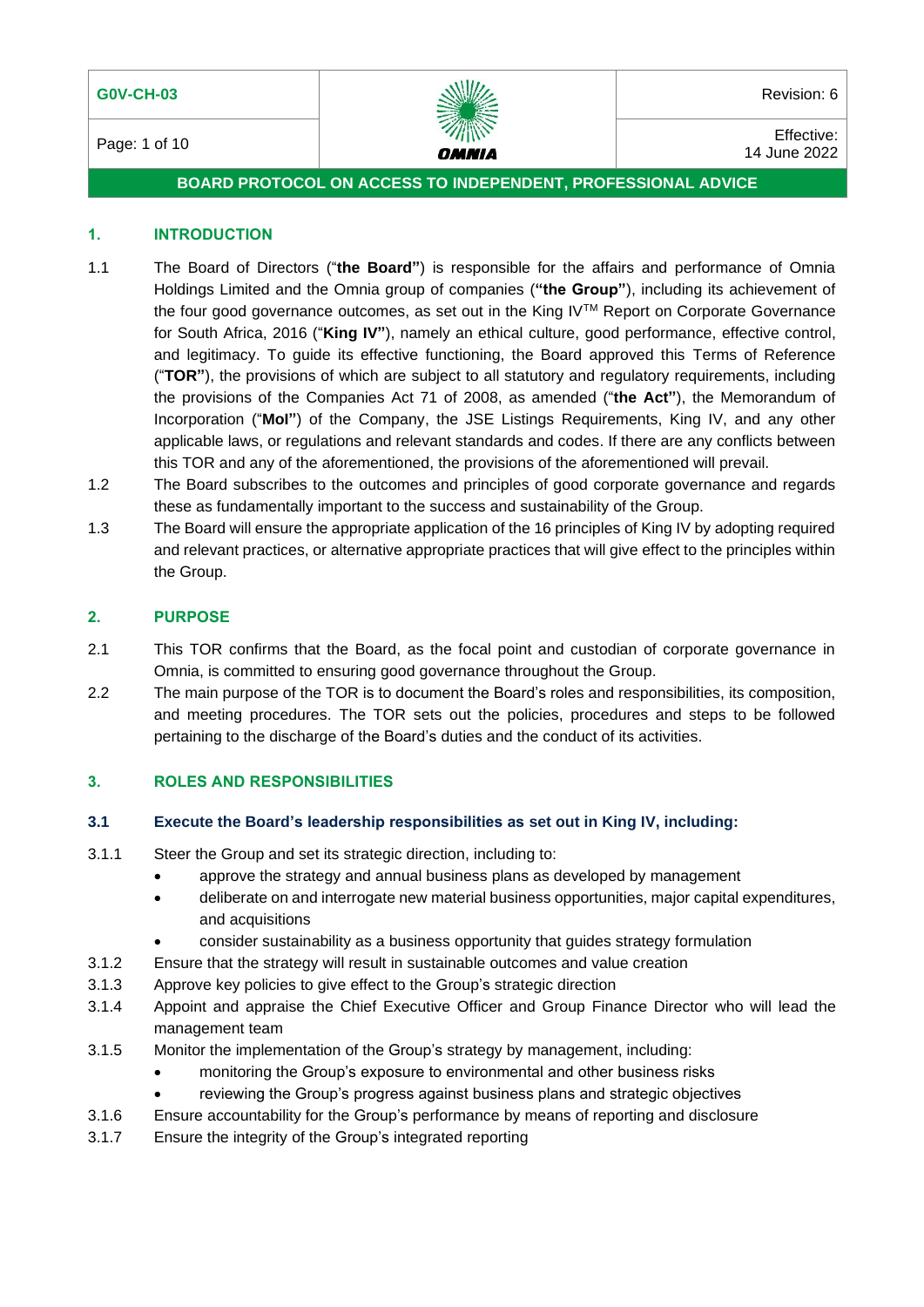## 1. INTRODUCTION

1.1 The Board of Directors ("**the Board"**) is responsible for the affairs and performance of Omnia Holdings Limited and the Omnia group of companies (**"the Group"**), including its achievement of the four good governance outcomes, as set out in the King IV™ Report on Corporate Governance for South Africa, 2016 ("**King IV"**), namely an ethical culture, good performance, effective control, and legitimacy. To guide its effective functioning, the Board approved this Terms of Reference ("**TOR"**), the provisions of which are subject to all statutory and regulatory requirements, including the provisions of the Companies Act 71 of 2008, as amended ("**the Act"**), the Memorandum of Incorporation ("**MoI"**) of the Company, the JSE Listings Requirements, King IV, and any other applicable laws, or regulations and relevant standards and codes. If there are any conflicts between this TOR and any of the aforementioned, the provisions of the aforementioned will prevail.

1.2 The Board subscribes to the outcomes and principles of good corporate governance and regards these as fundamentally important to the success and sustainability of the Group.

1.3 The Board will ensure the appropriate application of the 16 principles of King IV by adopting required and relevant practices, or alternative appropriate practices that will give effect to the principles within the Group.

## 2. PURPOSE

2.1 This TOR confirms that the Board, as the focal point and custodian of corporate governance in Omnia, is committed to ensuring good governance throughout the Group.

2.2 The main purpose of the TOR is to document the Board's roles and responsibilities, its composition, and meeting procedures. The TOR sets out the policies, procedures and steps to be followed pertaining to the discharge of the Board's duties and the conduct of its activities.

## 3. ROLES AND RESPONSIBILITIES

### 3.1 Execute the Board's leadership responsibilities as set out in King IV, including:

3.1.1 Steer the Group and set its strategic direction, including to:

- approve the strategy and annual business plans as developed by management
- deliberate on and interrogate new material business opportunities, major capital expenditures, and acquisitions
- consider sustainability as a business opportunity that guides strategy formulation

3.1.2 Ensure that the strategy will result in sustainable outcomes and value creation

3.1.3 Approve key policies to give effect to the Group's strategic direction

3.1.4 Appoint and appraise the Chief Executive Officer and Group Finance Director who will lead the management team

3.1.5 Monitor the implementation of the Group's strategy by management, including:

- monitoring the Group's exposure to environmental and other business risks
- reviewing the Group's progress against business plans and strategic objectives

3.1.6 Ensure accountability for the Group's performance by means of reporting and disclosure

3.1.7 Ensure the integrity of the Group's integrated reporting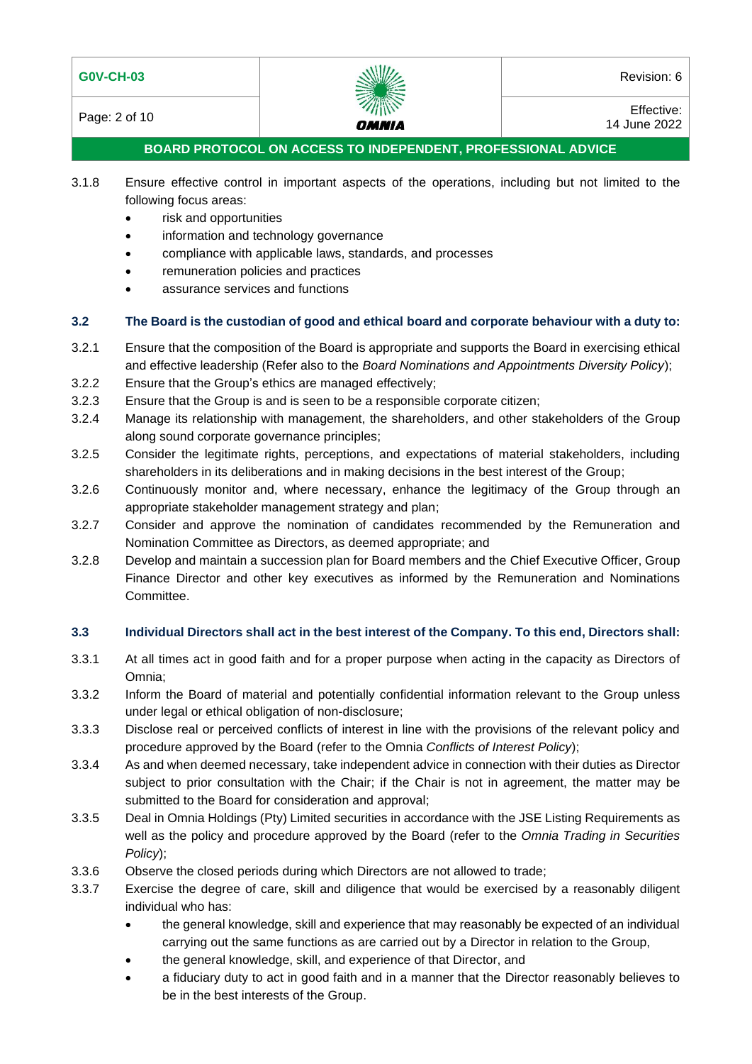3.1.8 Ensure effective control in important aspects of the operations, including but not limited to the following focus areas:

- risk and opportunities
- information and technology governance
- compliance with applicable laws, standards, and processes
- remuneration policies and practices
- assurance services and functions

### 3.2 The Board is the custodian of good and ethical board and corporate behaviour with a duty to:

3.2.1 Ensure that the composition of the Board is appropriate and supports the Board in exercising ethical and effective leadership (Refer also to the *Board Nominations and Appointments Diversity Policy*);

3.2.2 Ensure that the Group's ethics are managed effectively;

3.2.3 Ensure that the Group is and is seen to be a responsible corporate citizen;

3.2.4 Manage its relationship with management, the shareholders, and other stakeholders of the Group along sound corporate governance principles;

3.2.5 Consider the legitimate rights, perceptions, and expectations of material stakeholders, including shareholders in its deliberations and in making decisions in the best interest of the Group;

3.2.6 Continuously monitor and, where necessary, enhance the legitimacy of the Group through an appropriate stakeholder management strategy and plan;

3.2.7 Consider and approve the nomination of candidates recommended by the Remuneration and Nomination Committee as Directors, as deemed appropriate; and

3.2.8 Develop and maintain a succession plan for Board members and the Chief Executive Officer, Group Finance Director and other key executives as informed by the Remuneration and Nominations Committee.

### 3.3 Individual Directors shall act in the best interest of the Company. To this end, Directors shall:

3.3.1 At all times act in good faith and for a proper purpose when acting in the capacity as Directors of Omnia;

3.3.2 Inform the Board of material and potentially confidential information relevant to the Group unless under legal or ethical obligation of non-disclosure;

3.3.3 Disclose real or perceived conflicts of interest in line with the provisions of the relevant policy and procedure approved by the Board (refer to the Omnia *Conflicts of Interest Policy*);

3.3.4 As and when deemed necessary, take independent advice in connection with their duties as Director subject to prior consultation with the Chair; if the Chair is not in agreement, the matter may be submitted to the Board for consideration and approval;

3.3.5 Deal in Omnia Holdings (Pty) Limited securities in accordance with the JSE Listing Requirements as well as the policy and procedure approved by the Board (refer to the *Omnia Trading in Securities Policy*);

3.3.6 Observe the closed periods during which Directors are not allowed to trade;

3.3.7 Exercise the degree of care, skill and diligence that would be exercised by a reasonably diligent individual who has:

- the general knowledge, skill and experience that may reasonably be expected of an individual carrying out the same functions as are carried out by a Director in relation to the Group,
- the general knowledge, skill, and experience of that Director, and
- a fiduciary duty to act in good faith and in a manner that the Director reasonably believes to be in the best interests of the Group.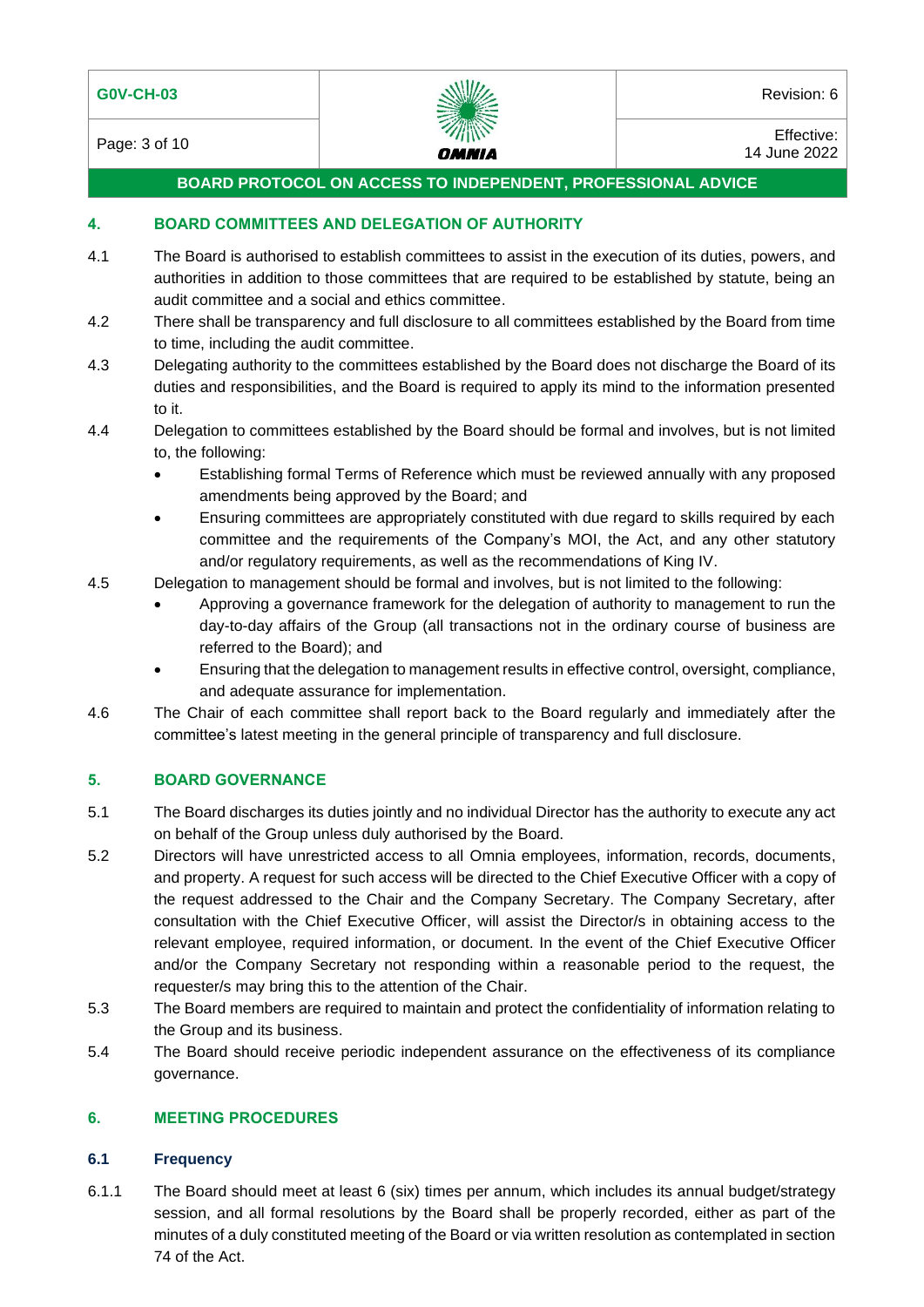## 4. BOARD COMMITTEES AND DELEGATION OF AUTHORITY

4.1 The Board is authorised to establish committees to assist in the execution of its duties, powers, and authorities in addition to those committees that are required to be established by statute, being an audit committee and a social and ethics committee.

4.2 There shall be transparency and full disclosure to all committees established by the Board from time to time, including the audit committee.

4.3 Delegating authority to the committees established by the Board does not discharge the Board of its duties and responsibilities, and the Board is required to apply its mind to the information presented to it.

4.4 Delegation to committees established by the Board should be formal and involves, but is not limited to, the following:

- Establishing formal Terms of Reference which must be reviewed annually with any proposed amendments being approved by the Board; and
- Ensuring committees are appropriately constituted with due regard to skills required by each committee and the requirements of the Company's MOI, the Act, and any other statutory and/or regulatory requirements, as well as the recommendations of King IV.

4.5 Delegation to management should be formal and involves, but is not limited to the following:

- Approving a governance framework for the delegation of authority to management to run the day-to-day affairs of the Group (all transactions not in the ordinary course of business are referred to the Board); and
- Ensuring that the delegation to management results in effective control, oversight, compliance, and adequate assurance for implementation.

4.6 The Chair of each committee shall report back to the Board regularly and immediately after the committee's latest meeting in the general principle of transparency and full disclosure.

## 5. BOARD GOVERNANCE

5.1 The Board discharges its duties jointly and no individual Director has the authority to execute any act on behalf of the Group unless duly authorised by the Board.

5.2 Directors will have unrestricted access to all Omnia employees, information, records, documents, and property. A request for such access will be directed to the Chief Executive Officer with a copy of the request addressed to the Chair and the Company Secretary. The Company Secretary, after consultation with the Chief Executive Officer, will assist the Director/s in obtaining access to the relevant employee, required information, or document. In the event of the Chief Executive Officer and/or the Company Secretary not responding within a reasonable period to the request, the requester/s may bring this to the attention of the Chair.

5.3 The Board members are required to maintain and protect the confidentiality of information relating to the Group and its business.

5.4 The Board should receive periodic independent assurance on the effectiveness of its compliance governance.

## 6. MEETING PROCEDURES

### 6.1 Frequency

6.1.1 The Board should meet at least 6 (six) times per annum, which includes its annual budget/strategy session, and all formal resolutions by the Board shall be properly recorded, either as part of the minutes of a duly constituted meeting of the Board or via written resolution as contemplated in section 74 of the Act.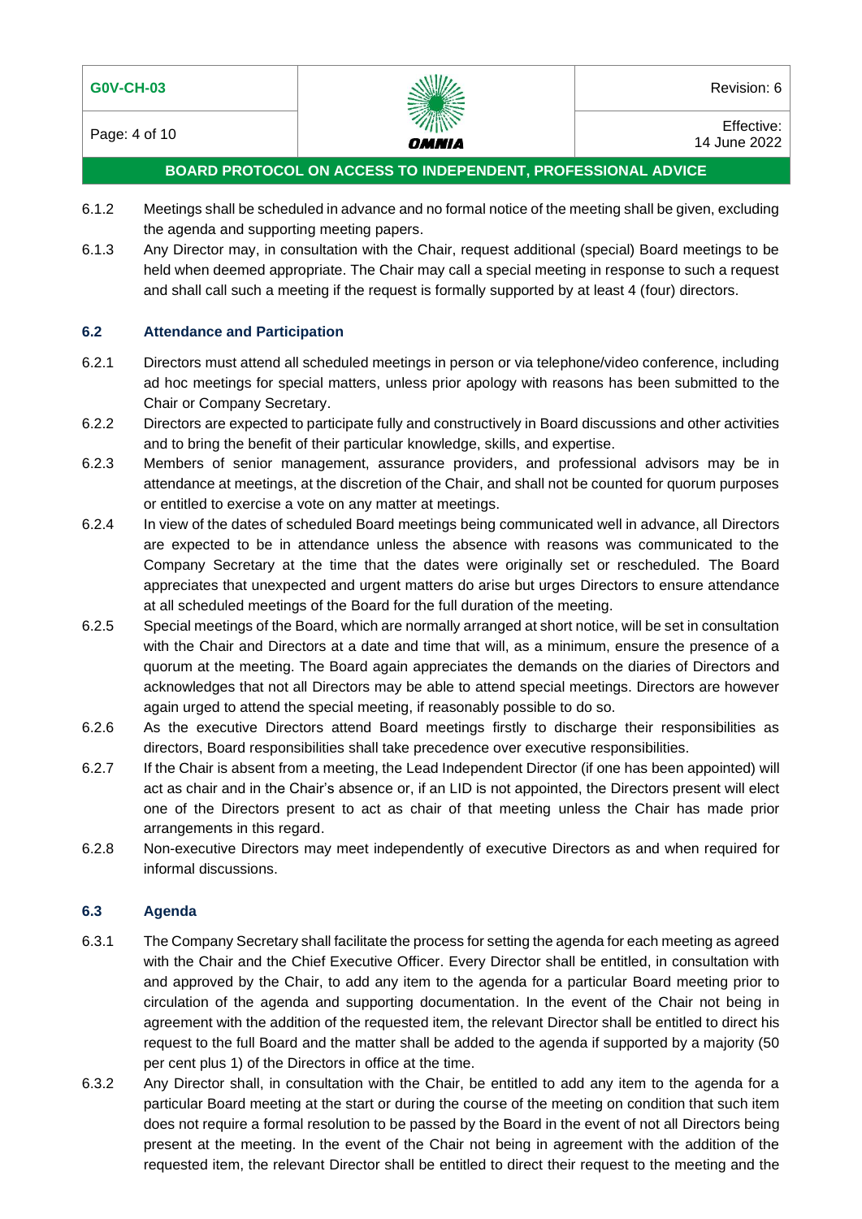6.1.2 Meetings shall be scheduled in advance and no formal notice of the meeting shall be given, excluding the agenda and supporting meeting papers.

6.1.3 Any Director may, in consultation with the Chair, request additional (special) Board meetings to be held when deemed appropriate. The Chair may call a special meeting in response to such a request and shall call such a meeting if the request is formally supported by at least 4 (four) directors.

### 6.2 Attendance and Participation

6.2.1 Directors must attend all scheduled meetings in person or via telephone/video conference, including ad hoc meetings for special matters, unless prior apology with reasons has been submitted to the Chair or Company Secretary.

6.2.2 Directors are expected to participate fully and constructively in Board discussions and other activities and to bring the benefit of their particular knowledge, skills, and expertise.

6.2.3 Members of senior management, assurance providers, and professional advisors may be in attendance at meetings, at the discretion of the Chair, and shall not be counted for quorum purposes or entitled to exercise a vote on any matter at meetings.

6.2.4 In view of the dates of scheduled Board meetings being communicated well in advance, all Directors are expected to be in attendance unless the absence with reasons was communicated to the Company Secretary at the time that the dates were originally set or rescheduled. The Board appreciates that unexpected and urgent matters do arise but urges Directors to ensure attendance at all scheduled meetings of the Board for the full duration of the meeting.

6.2.5 Special meetings of the Board, which are normally arranged at short notice, will be set in consultation with the Chair and Directors at a date and time that will, as a minimum, ensure the presence of a quorum at the meeting. The Board again appreciates the demands on the diaries of Directors and acknowledges that not all Directors may be able to attend special meetings. Directors are however again urged to attend the special meeting, if reasonably possible to do so.

6.2.6 As the executive Directors attend Board meetings firstly to discharge their responsibilities as directors, Board responsibilities shall take precedence over executive responsibilities.

6.2.7 If the Chair is absent from a meeting, the Lead Independent Director (if one has been appointed) will act as chair and in the Chair's absence or, if an LID is not appointed, the Directors present will elect one of the Directors present to act as chair of that meeting unless the Chair has made prior arrangements in this regard.

6.2.8 Non-executive Directors may meet independently of executive Directors as and when required for informal discussions.

### 6.3 Agenda

6.3.1 The Company Secretary shall facilitate the process for setting the agenda for each meeting as agreed with the Chair and the Chief Executive Officer. Every Director shall be entitled, in consultation with and approved by the Chair, to add any item to the agenda for a particular Board meeting prior to circulation of the agenda and supporting documentation. In the event of the Chair not being in agreement with the addition of the requested item, the relevant Director shall be entitled to direct his request to the full Board and the matter shall be added to the agenda if supported by a majority (50 per cent plus 1) of the Directors in office at the time.

6.3.2 Any Director shall, in consultation with the Chair, be entitled to add any item to the agenda for a particular Board meeting at the start or during the course of the meeting on condition that such item does not require a formal resolution to be passed by the Board in the event of not all Directors being present at the meeting. In the event of the Chair not being in agreement with the addition of the requested item, the relevant Director shall be entitled to direct their request to the meeting and the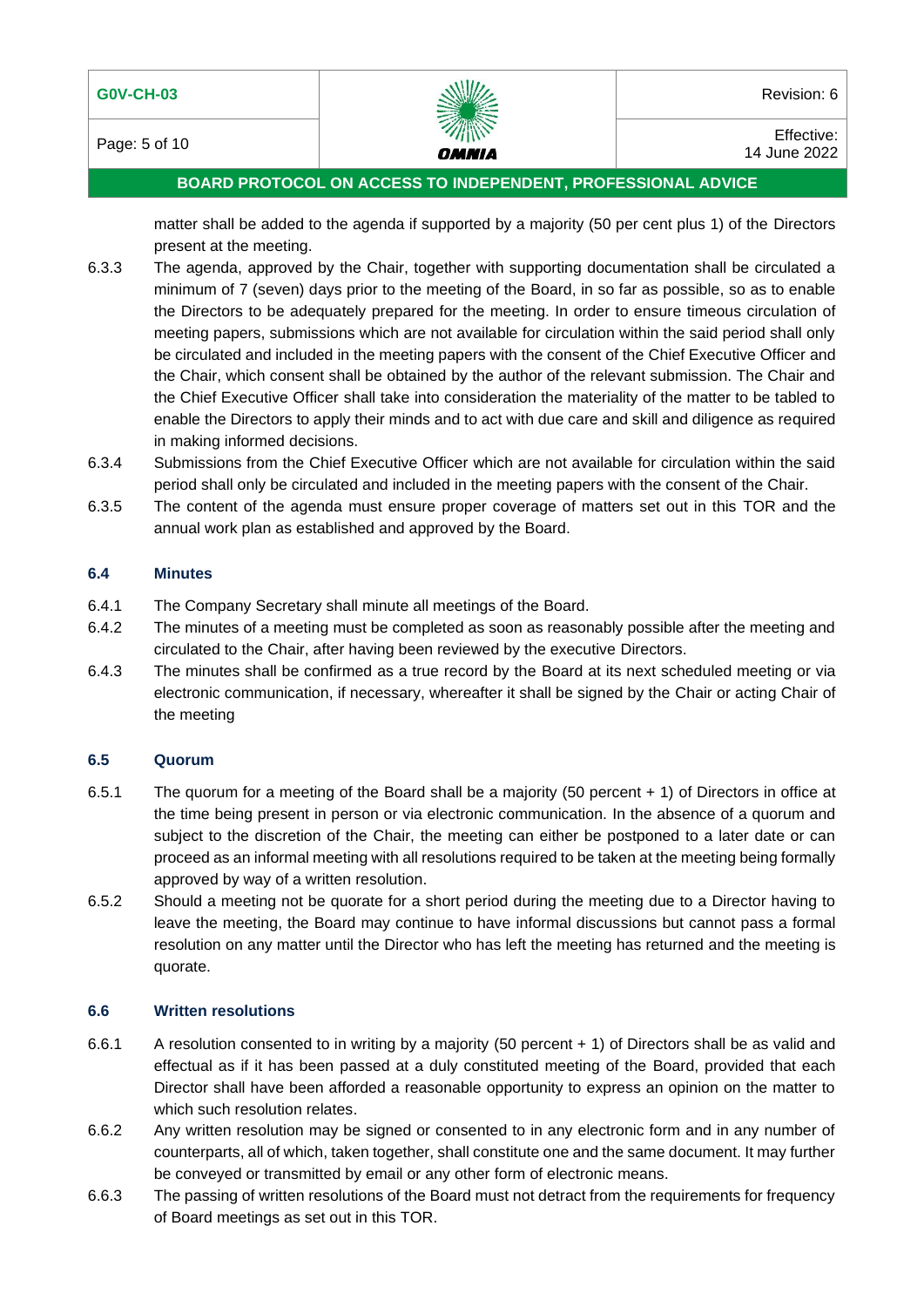matter shall be added to the agenda if supported by a majority (50 per cent plus 1) of the Directors present at the meeting.

6.3.3 The agenda, approved by the Chair, together with supporting documentation shall be circulated a minimum of 7 (seven) days prior to the meeting of the Board, in so far as possible, so as to enable the Directors to be adequately prepared for the meeting. In order to ensure timeous circulation of meeting papers, submissions which are not available for circulation within the said period shall only be circulated and included in the meeting papers with the consent of the Chief Executive Officer and the Chair, which consent shall be obtained by the author of the relevant submission. The Chair and the Chief Executive Officer shall take into consideration the materiality of the matter to be tabled to enable the Directors to apply their minds and to act with due care and skill and diligence as required in making informed decisions.

6.3.4 Submissions from the Chief Executive Officer which are not available for circulation within the said period shall only be circulated and included in the meeting papers with the consent of the Chair.

6.3.5 The content of the agenda must ensure proper coverage of matters set out in this TOR and the annual work plan as established and approved by the Board.

### 6.4 Minutes

6.4.1 The Company Secretary shall minute all meetings of the Board.

6.4.2 The minutes of a meeting must be completed as soon as reasonably possible after the meeting and circulated to the Chair, after having been reviewed by the executive Directors.

6.4.3 The minutes shall be confirmed as a true record by the Board at its next scheduled meeting or via electronic communication, if necessary, whereafter it shall be signed by the Chair or acting Chair of the meeting

### 6.5 Quorum

6.5.1 The quorum for a meeting of the Board shall be a majority (50 percent + 1) of Directors in office at the time being present in person or via electronic communication. In the absence of a quorum and subject to the discretion of the Chair, the meeting can either be postponed to a later date or can proceed as an informal meeting with all resolutions required to be taken at the meeting being formally approved by way of a written resolution.

6.5.2 Should a meeting not be quorate for a short period during the meeting due to a Director having to leave the meeting, the Board may continue to have informal discussions but cannot pass a formal resolution on any matter until the Director who has left the meeting has returned and the meeting is quorate.

### 6.6 Written resolutions

6.6.1 A resolution consented to in writing by a majority (50 percent + 1) of Directors shall be as valid and effectual as if it has been passed at a duly constituted meeting of the Board, provided that each Director shall have been afforded a reasonable opportunity to express an opinion on the matter to which such resolution relates.

6.6.2 Any written resolution may be signed or consented to in any electronic form and in any number of counterparts, all of which, taken together, shall constitute one and the same document. It may further be conveyed or transmitted by email or any other form of electronic means.

6.6.3 The passing of written resolutions of the Board must not detract from the requirements for frequency of Board meetings as set out in this TOR.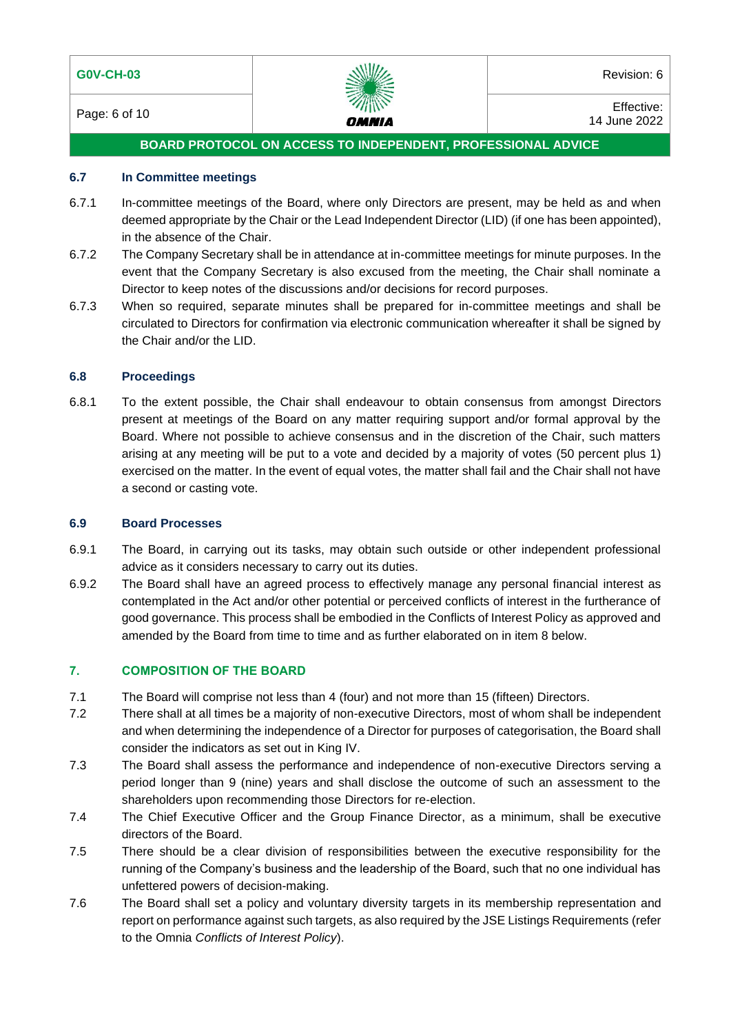### 6.7 In Committee meetings

6.7.1 In-committee meetings of the Board, where only Directors are present, may be held as and when deemed appropriate by the Chair or the Lead Independent Director (LID) (if one has been appointed), in the absence of the Chair.

6.7.2 The Company Secretary shall be in attendance at in-committee meetings for minute purposes. In the event that the Company Secretary is also excused from the meeting, the Chair shall nominate a Director to keep notes of the discussions and/or decisions for record purposes.

6.7.3 When so required, separate minutes shall be prepared for in-committee meetings and shall be circulated to Directors for confirmation via electronic communication whereafter it shall be signed by the Chair and/or the LID.

### 6.8 Proceedings

6.8.1 To the extent possible, the Chair shall endeavour to obtain consensus from amongst Directors present at meetings of the Board on any matter requiring support and/or formal approval by the Board. Where not possible to achieve consensus and in the discretion of the Chair, such matters arising at any meeting will be put to a vote and decided by a majority of votes (50 percent plus 1) exercised on the matter. In the event of equal votes, the matter shall fail and the Chair shall not have a second or casting vote.

### 6.9 Board Processes

6.9.1 The Board, in carrying out its tasks, may obtain such outside or other independent professional advice as it considers necessary to carry out its duties.

6.9.2 The Board shall have an agreed process to effectively manage any personal financial interest as contemplated in the Act and/or other potential or perceived conflicts of interest in the furtherance of good governance. This process shall be embodied in the Conflicts of Interest Policy as approved and amended by the Board from time to time and as further elaborated on in item 8 below.

## 7. COMPOSITION OF THE BOARD

7.1 The Board will comprise not less than 4 (four) and not more than 15 (fifteen) Directors.

7.2 There shall at all times be a majority of non-executive Directors, most of whom shall be independent and when determining the independence of a Director for purposes of categorisation, the Board shall consider the indicators as set out in King IV.

7.3 The Board shall assess the performance and independence of non-executive Directors serving a period longer than 9 (nine) years and shall disclose the outcome of such an assessment to the shareholders upon recommending those Directors for re-election.

7.4 The Chief Executive Officer and the Group Finance Director, as a minimum, shall be executive directors of the Board.

7.5 There should be a clear division of responsibilities between the executive responsibility for the running of the Company's business and the leadership of the Board, such that no one individual has unfettered powers of decision-making.

7.6 The Board shall set a policy and voluntary diversity targets in its membership representation and report on performance against such targets, as also required by the JSE Listings Requirements (refer to the Omnia *Conflicts of Interest Policy*).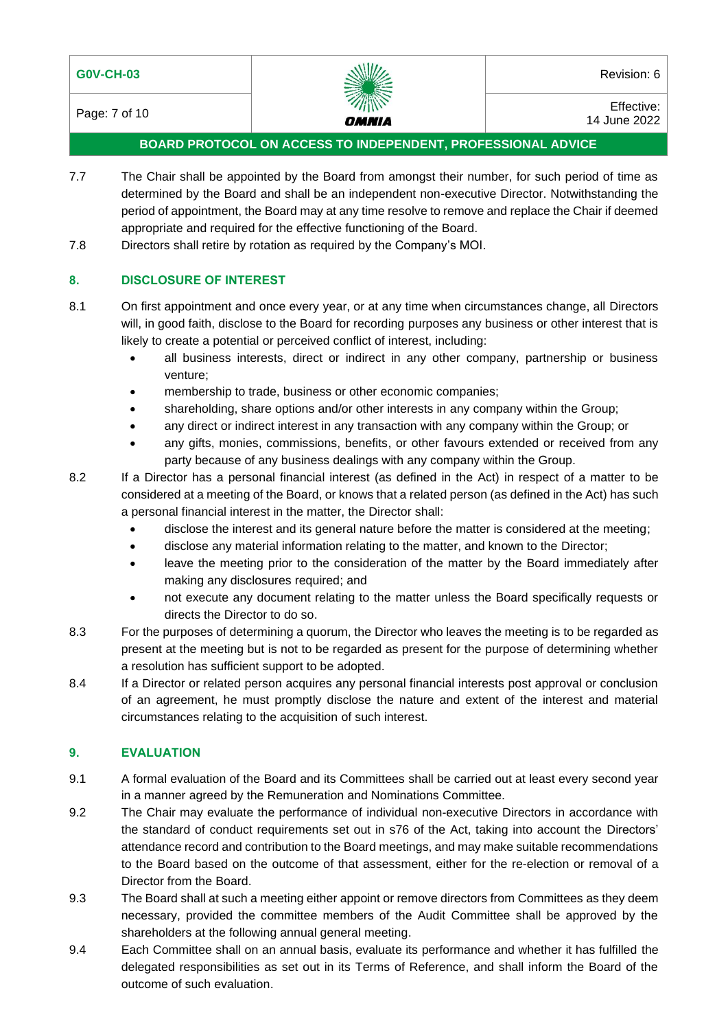7.7 The Chair shall be appointed by the Board from amongst their number, for such period of time as determined by the Board and shall be an independent non-executive Director. Notwithstanding the period of appointment, the Board may at any time resolve to remove and replace the Chair if deemed appropriate and required for the effective functioning of the Board.

7.8 Directors shall retire by rotation as required by the Company's MOI.

## 8. DISCLOSURE OF INTEREST

8.1 On first appointment and once every year, or at any time when circumstances change, all Directors will, in good faith, disclose to the Board for recording purposes any business or other interest that is likely to create a potential or perceived conflict of interest, including:

- all business interests, direct or indirect in any other company, partnership or business venture;
- membership to trade, business or other economic companies;
- shareholding, share options and/or other interests in any company within the Group;
- any direct or indirect interest in any transaction with any company within the Group; or
- any gifts, monies, commissions, benefits, or other favours extended or received from any party because of any business dealings with any company within the Group.

8.2 If a Director has a personal financial interest (as defined in the Act) in respect of a matter to be considered at a meeting of the Board, or knows that a related person (as defined in the Act) has such a personal financial interest in the matter, the Director shall:

- disclose the interest and its general nature before the matter is considered at the meeting;
- disclose any material information relating to the matter, and known to the Director;
- leave the meeting prior to the consideration of the matter by the Board immediately after making any disclosures required; and
- not execute any document relating to the matter unless the Board specifically requests or directs the Director to do so.

8.3 For the purposes of determining a quorum, the Director who leaves the meeting is to be regarded as present at the meeting but is not to be regarded as present for the purpose of determining whether a resolution has sufficient support to be adopted.

8.4 If a Director or related person acquires any personal financial interests post approval or conclusion of an agreement, he must promptly disclose the nature and extent of the interest and material circumstances relating to the acquisition of such interest.

## 9. EVALUATION

9.1 A formal evaluation of the Board and its Committees shall be carried out at least every second year in a manner agreed by the Remuneration and Nominations Committee.

9.2 The Chair may evaluate the performance of individual non-executive Directors in accordance with the standard of conduct requirements set out in s76 of the Act, taking into account the Directors' attendance record and contribution to the Board meetings, and may make suitable recommendations to the Board based on the outcome of that assessment, either for the re-election or removal of a Director from the Board.

9.3 The Board shall at such a meeting either appoint or remove directors from Committees as they deem necessary, provided the committee members of the Audit Committee shall be approved by the shareholders at the following annual general meeting.

9.4 Each Committee shall on an annual basis, evaluate its performance and whether it has fulfilled the delegated responsibilities as set out in its Terms of Reference, and shall inform the Board of the outcome of such evaluation.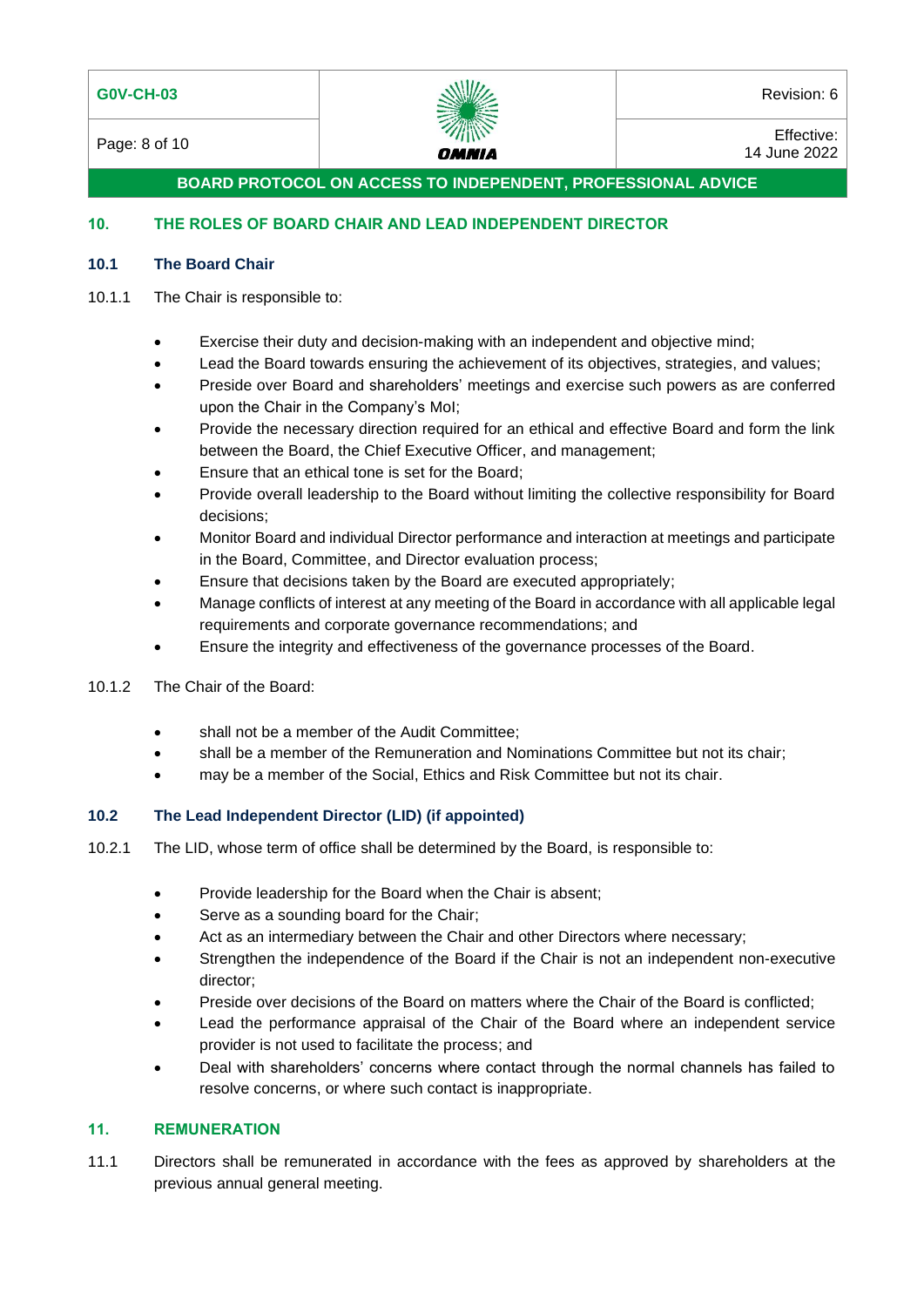## 10. THE ROLES OF BOARD CHAIR AND LEAD INDEPENDENT DIRECTOR

### 10.1 The Board Chair

10.1.1 The Chair is responsible to:

- Exercise their duty and decision-making with an independent and objective mind;
- Lead the Board towards ensuring the achievement of its objectives, strategies, and values;
- Preside over Board and shareholders' meetings and exercise such powers as are conferred upon the Chair in the Company's MoI;
- Provide the necessary direction required for an ethical and effective Board and form the link between the Board, the Chief Executive Officer, and management;
- Ensure that an ethical tone is set for the Board;
- Provide overall leadership to the Board without limiting the collective responsibility for Board decisions;
- Monitor Board and individual Director performance and interaction at meetings and participate in the Board, Committee, and Director evaluation process;
- Ensure that decisions taken by the Board are executed appropriately;
- Manage conflicts of interest at any meeting of the Board in accordance with all applicable legal requirements and corporate governance recommendations; and
- Ensure the integrity and effectiveness of the governance processes of the Board.

10.1.2 The Chair of the Board:

- shall not be a member of the Audit Committee;
- shall be a member of the Remuneration and Nominations Committee but not its chair;
- may be a member of the Social, Ethics and Risk Committee but not its chair.

### 10.2 The Lead Independent Director (LID) (if appointed)

10.2.1 The LID, whose term of office shall be determined by the Board, is responsible to:

- Provide leadership for the Board when the Chair is absent;
- Serve as a sounding board for the Chair;
- Act as an intermediary between the Chair and other Directors where necessary;
- Strengthen the independence of the Board if the Chair is not an independent non-executive director;
- Preside over decisions of the Board on matters where the Chair of the Board is conflicted;
- Lead the performance appraisal of the Chair of the Board where an independent service provider is not used to facilitate the process; and
- Deal with shareholders' concerns where contact through the normal channels has failed to resolve concerns, or where such contact is inappropriate.

## 11. REMUNERATION

11.1 Directors shall be remunerated in accordance with the fees as approved by shareholders at the previous annual general meeting.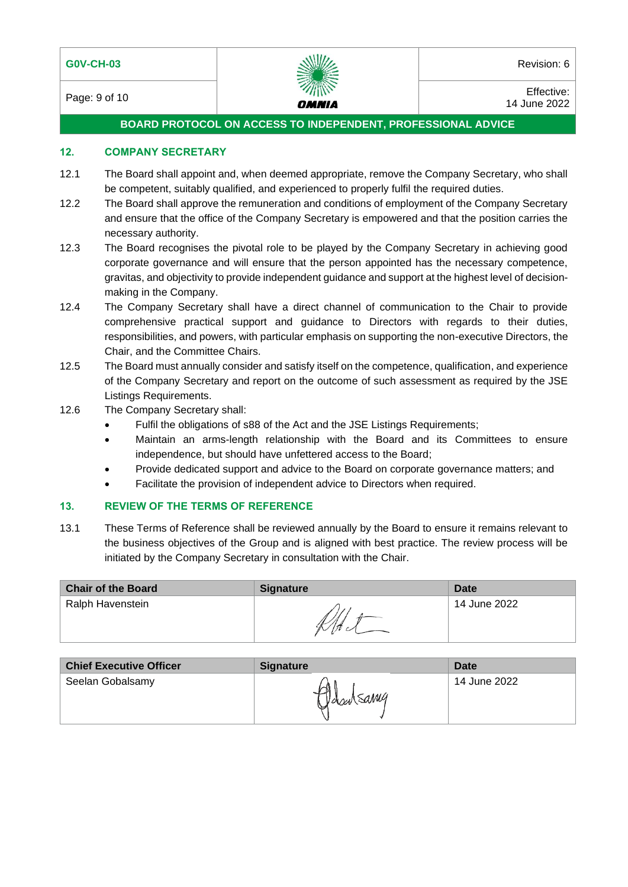## 12. COMPANY SECRETARY

12.1 The Board shall appoint and, when deemed appropriate, remove the Company Secretary, who shall be competent, suitably qualified, and experienced to properly fulfil the required duties.

12.2 The Board shall approve the remuneration and conditions of employment of the Company Secretary and ensure that the office of the Company Secretary is empowered and that the position carries the necessary authority.

12.3 The Board recognises the pivotal role to be played by the Company Secretary in achieving good corporate governance and will ensure that the person appointed has the necessary competence, gravitas, and objectivity to provide independent guidance and support at the highest level of decision-making in the Company.

12.4 The Company Secretary shall have a direct channel of communication to the Chair to provide comprehensive practical support and guidance to Directors with regards to their duties, responsibilities, and powers, with particular emphasis on supporting the non-executive Directors, the Chair, and the Committee Chairs.

12.5 The Board must annually consider and satisfy itself on the competence, qualification, and experience of the Company Secretary and report on the outcome of such assessment as required by the JSE Listings Requirements.

12.6 The Company Secretary shall:

- Fulfil the obligations of s88 of the Act and the JSE Listings Requirements;
- Maintain an arms-length relationship with the Board and its Committees to ensure independence, but should have unfettered access to the Board;
- Provide dedicated support and advice to the Board on corporate governance matters; and
- Facilitate the provision of independent advice to Directors when required.

## 13. REVIEW OF THE TERMS OF REFERENCE

13.1 These Terms of Reference shall be reviewed annually by the Board to ensure it remains relevant to the business objectives of the Group and is aligned with best practice. The review process will be initiated by the Company Secretary in consultation with the Chair.

| Chair of the Board | Signature | Date |
|---|---|---|
| Ralph Havenstein | [signature] | 14 June 2022 |

| Chief Executive Officer | Signature | Date |
|---|---|---|
| Seelan Gobalsamy | [signature] | 14 June 2022 |